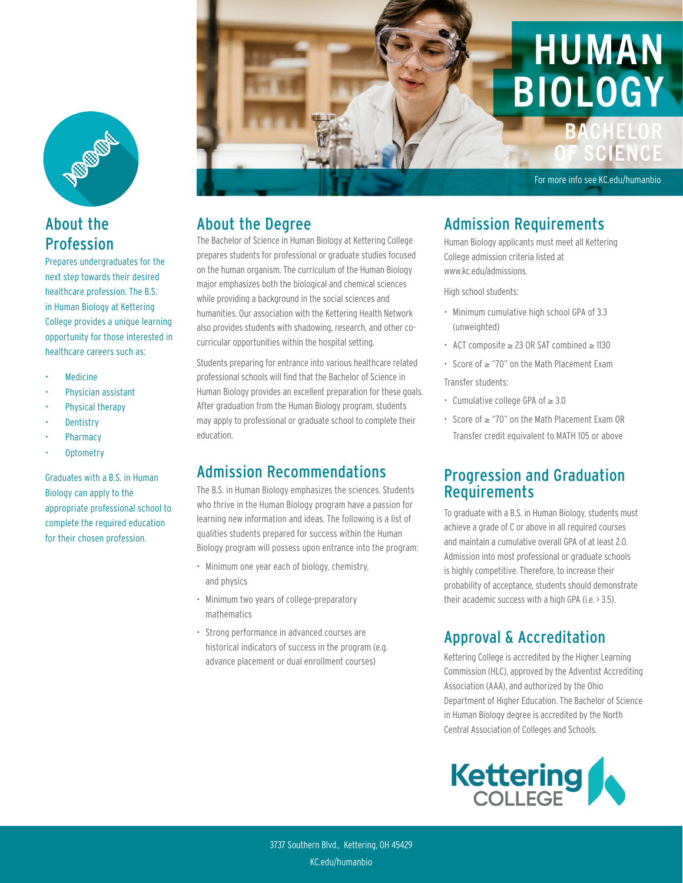# HUMAN BIOLOGY

## BACHELOR OF SCIENCE

For more info see KC.edu/humanbio

## About the Profession

Prepares undergraduates for the next step towards their desired healthcare profession. The B.S. in Human Biology at Kettering College provides a unique learning opportunity for those interested in healthcare careers such as:

- Medicine
- Physician assistant
- Physical therapy
- Dentistry
- Pharmacy
- Optometry

Graduates with a B.S. in Human Biology can apply to the appropriate professional school to complete the required education for their chosen profession.

## About the Degree

The Bachelor of Science in Human Biology at Kettering College prepares students for professional or graduate studies focused on the human organism. The curriculum of the Human Biology major emphasizes both the biological and chemical sciences while providing a background in the social sciences and humanities. Our association with the Kettering Health Network also provides students with shadowing, research, and other co-curricular opportunities within the hospital setting.

Students preparing for entrance into various healthcare related professional schools will find that the Bachelor of Science in Human Biology provides an excellent preparation for these goals. After graduation from the Human Biology program, students may apply to professional or graduate school to complete their education.

## Admission Recommendations

The B.S. in Human Biology emphasizes the sciences. Students who thrive in the Human Biology program have a passion for learning new information and ideas. The following is a list of qualities students prepared for success within the Human Biology program will possess upon entrance into the program:

- Minimum one year each of biology, chemistry, and physics
- Minimum two years of college-preparatory mathematics
- Strong performance in advanced courses are historical indicators of success in the program (e.g. advance placement or dual enrollment courses)

## Admission Requirements

Human Biology applicants must meet all Kettering College admission criteria listed at www.kc.edu/admissions.

High school students:

- Minimum cumulative high school GPA of 3.3 (unweighted)
- ACT composite ≥ 23 OR SAT combined ≥ 1130
- Score of ≥ "70" on the Math Placement Exam

Transfer students:

- Cumulative college GPA of ≥ 3.0
- Score of ≥ "70" on the Math Placement Exam OR Transfer credit equivalent to MATH 105 or above

## Progression and Graduation Requirements

To graduate with a B.S. in Human Biology, students must achieve a grade of C or above in all required courses and maintain a cumulative overall GPA of at least 2.0. Admission into most professional or graduate schools is highly competitive. Therefore, to increase their probability of acceptance, students should demonstrate their academic success with a high GPA (i.e. > 3.5).

## Approval & Accreditation

Kettering College is accredited by the Higher Learning Commission (HLC), approved by the Adventist Accrediting Association (AAA), and authorized by the Ohio Department of Higher Education. The Bachelor of Science in Human Biology degree is accredited by the North Central Association of Colleges and Schools.

Kettering College

3737 Southern Blvd., Kettering, OH 45429

KC.edu/humanbio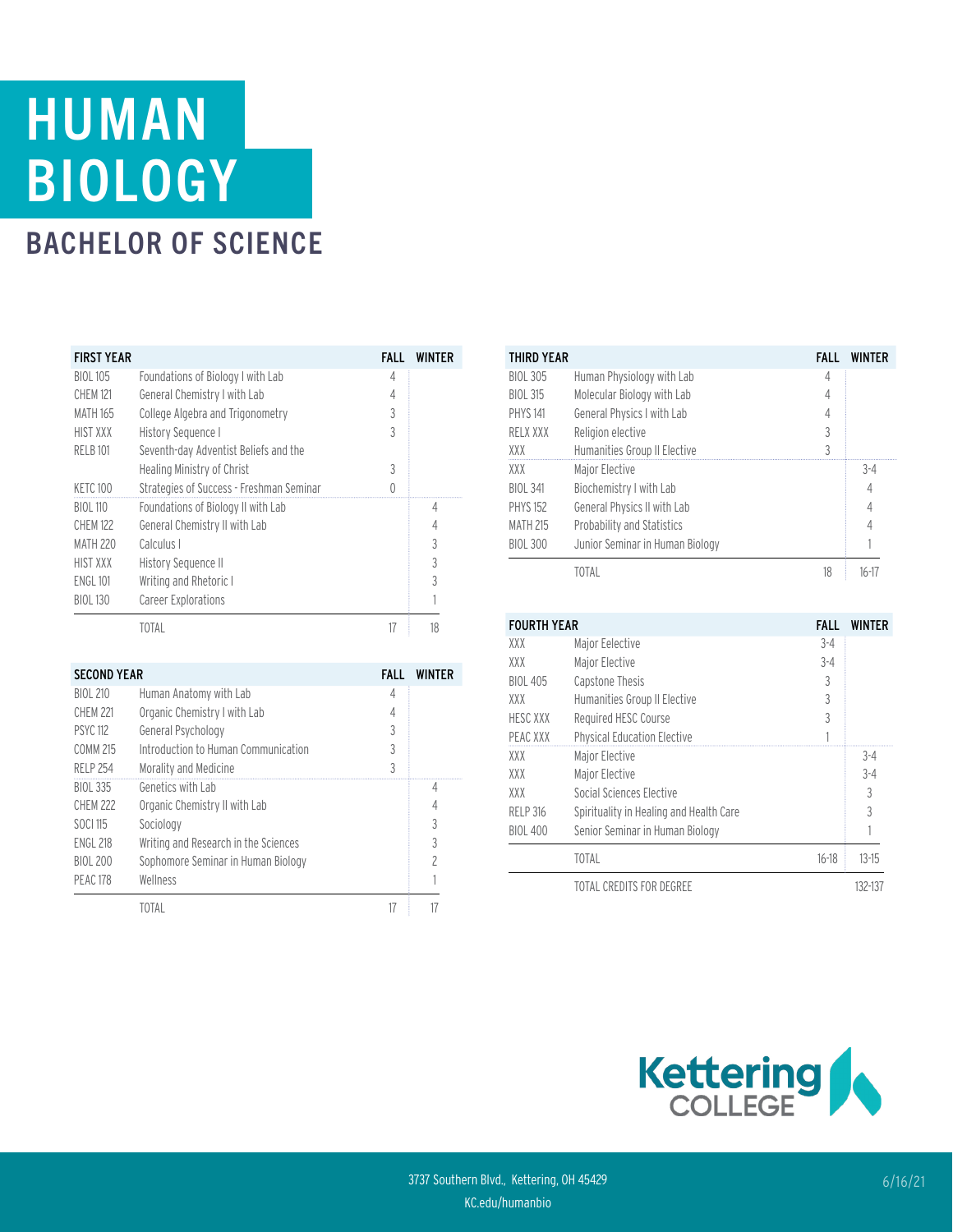# HUMAN BIOLOGY

## BACHELOR OF SCIENCE

| FIRST YEAR | | FALL | WINTER |
|---|---|---|---|
| BIOL 105 | Foundations of Biology I with Lab | 4 | |
| CHEM 121 | General Chemistry I with Lab | 4 | |
| MATH 165 | College Algebra and Trigonometry | 3 | |
| HIST XXX | History Sequence I | 3 | |
| RELB 101 | Seventh-day Adventist Beliefs and the Healing Ministry of Christ | 3 | |
| KETC 100 | Strategies of Success - Freshman Seminar | 0 | |
| BIOL 110 | Foundations of Biology II with Lab | | 4 |
| CHEM 122 | General Chemistry II with Lab | | 4 |
| MATH 220 | Calculus I | | 3 |
| HIST XXX | History Sequence II | | 3 |
| ENGL 101 | Writing and Rhetoric I | | 3 |
| BIOL 130 | Career Explorations | | 1 |
| | TOTAL | 17 | 18 |

| SECOND YEAR | | FALL | WINTER |
|---|---|---|---|
| BIOL 210 | Human Anatomy with Lab | 4 | |
| CHEM 221 | Organic Chemistry I with Lab | 4 | |
| PSYC 112 | General Psychology | 3 | |
| COMM 215 | Introduction to Human Communication | 3 | |
| RELP 254 | Morality and Medicine | 3 | |
| BIOL 335 | Genetics with Lab | | 4 |
| CHEM 222 | Organic Chemistry II with Lab | | 4 |
| SOCI 115 | Sociology | | 3 |
| ENGL 218 | Writing and Research in the Sciences | | 3 |
| BIOL 200 | Sophomore Seminar in Human Biology | | 2 |
| PEAC 178 | Wellness | | 1 |
| | TOTAL | 17 | 17 |

| THIRD YEAR | | FALL | WINTER |
|---|---|---|---|
| BIOL 305 | Human Physiology with Lab | 4 | |
| BIOL 315 | Molecular Biology with Lab | 4 | |
| PHYS 141 | General Physics I with Lab | 4 | |
| RELX XXX | Religion elective | 3 | |
| XXX | Humanities Group II Elective | 3 | |
| XXX | Major Elective | | 3-4 |
| BIOL 341 | Biochemistry I with Lab | | 4 |
| PHYS 152 | General Physics II with Lab | | 4 |
| MATH 215 | Probability and Statistics | | 4 |
| BIOL 300 | Junior Seminar in Human Biology | | 1 |
| | TOTAL | 18 | 16-17 |

| FOURTH YEAR | | FALL | WINTER |
|---|---|---|---|
| XXX | Major Eelective | 3-4 | |
| XXX | Major Elective | 3-4 | |
| BIOL 405 | Capstone Thesis | 3 | |
| XXX | Humanities Group II Elective | 3 | |
| HESC XXX | Required HESC Course | 3 | |
| PEAC XXX | Physical Education Elective | 1 | |
| XXX | Major Elective | | 3-4 |
| XXX | Major Elective | | 3-4 |
| XXX | Social Sciences Elective | | 3 |
| RELP 316 | Spirituality in Healing and Health Care | | 3 |
| BIOL 400 | Senior Seminar in Human Biology | | 1 |
| | TOTAL | 16-18 | 13-15 |
| | TOTAL CREDITS FOR DEGREE | | 132-137 |

Kettering COLLEGE

3737 Southern Blvd., Kettering, OH 45429
KC.edu/humanbio

6/16/21